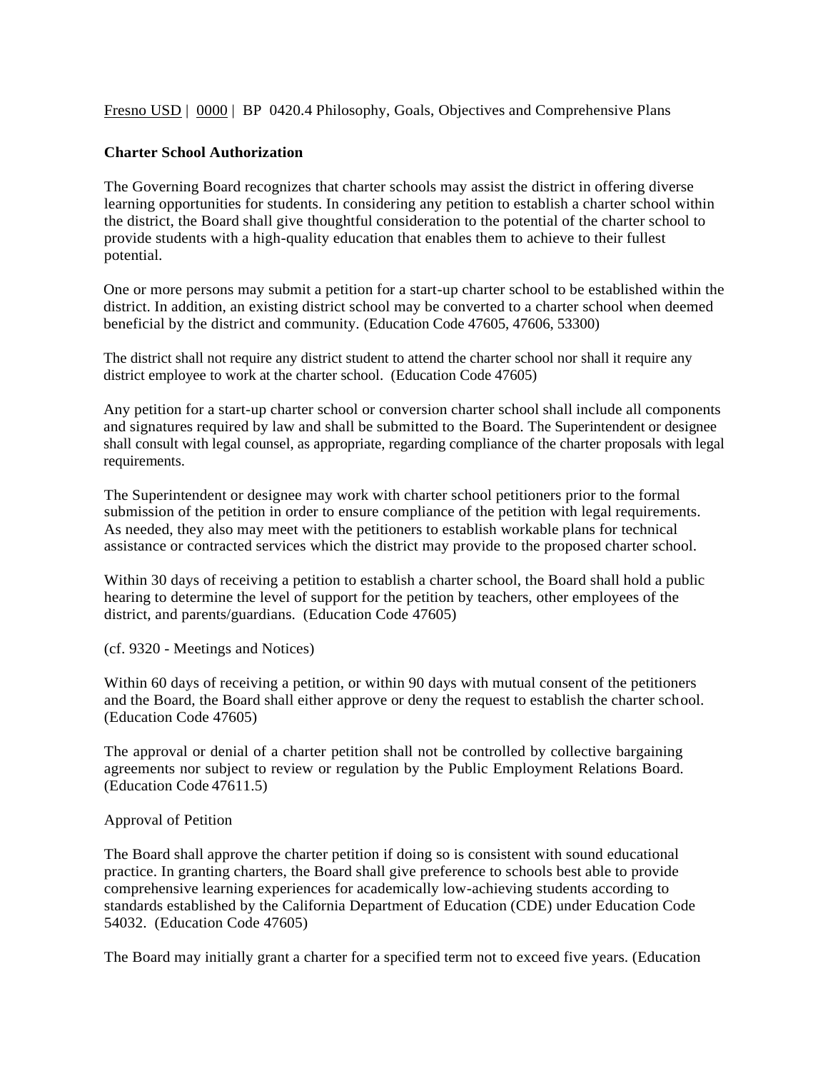Fresno USD | 0000 | BP 0420.4 Philosophy, Goals, Objectives and Comprehensive Plans

**Charter School Authorization**

The Governing Board recognizes that charter schools may assist the district in offering diverse learning opportunities for students. In considering any petition to establish a charter school within the district, the Board shall give thoughtful consideration to the potential of the charter school to provide students with a high-quality education that enables them to achieve to their fullest potential.

One or more persons may submit a petition for a start-up charter school to be established within the district. In addition, an existing district school may be converted to a charter school when deemed beneficial by the district and community. (Education Code 47605, 47606, 53300)

The district shall not require any district student to attend the charter school nor shall it require any district employee to work at the charter school. (Education Code 47605)

Any petition for a start-up charter school or conversion charter school shall include all components and signatures required by law and shall be submitted to the Board. The Superintendent or designee shall consult with legal counsel, as appropriate, regarding compliance of the charter proposals with legal requirements.

The Superintendent or designee may work with charter school petitioners prior to the formal submission of the petition in order to ensure compliance of the petition with legal requirements. As needed, they also may meet with the petitioners to establish workable plans for technical assistance or contracted services which the district may provide to the proposed charter school.

Within 30 days of receiving a petition to establish a charter school, the Board shall hold a public hearing to determine the level of support for the petition by teachers, other employees of the district, and parents/guardians. (Education Code 47605)

(cf. 9320 - Meetings and Notices)

Within 60 days of receiving a petition, or within 90 days with mutual consent of the petitioners and the Board, the Board shall either approve or deny the request to establish the charter school. (Education Code 47605)

The approval or denial of a charter petition shall not be controlled by collective bargaining agreements nor subject to review or regulation by the Public Employment Relations Board. (Education Code 47611.5)

Approval of Petition

The Board shall approve the charter petition if doing so is consistent with sound educational practice. In granting charters, the Board shall give preference to schools best able to provide comprehensive learning experiences for academically low-achieving students according to standards established by the California Department of Education (CDE) under Education Code 54032. (Education Code 47605)

The Board may initially grant a charter for a specified term not to exceed five years. (Education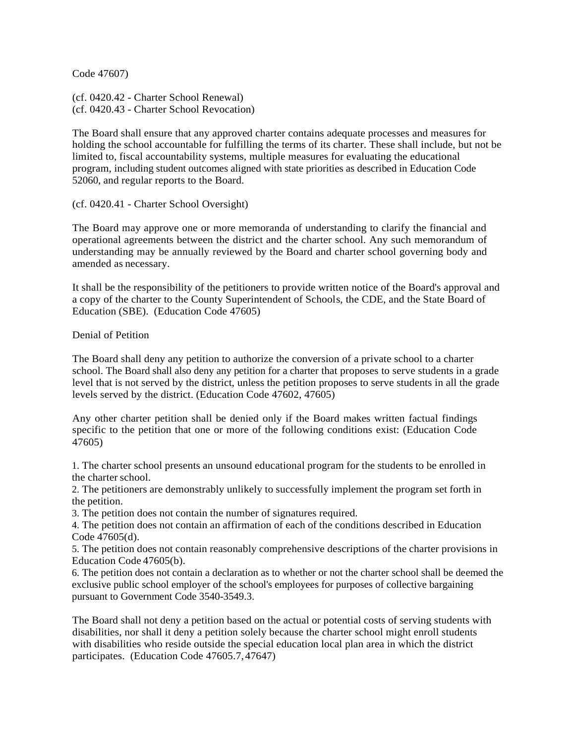Code 47607)

(cf. 0420.42 - Charter School Renewal)
(cf. 0420.43 - Charter School Revocation)

The Board shall ensure that any approved charter contains adequate processes and measures for holding the school accountable for fulfilling the terms of its charter. These shall include, but not be limited to, fiscal accountability systems, multiple measures for evaluating the educational program, including student outcomes aligned with state priorities as described in Education Code 52060, and regular reports to the Board.

(cf. 0420.41 - Charter School Oversight)

The Board may approve one or more memoranda of understanding to clarify the financial and operational agreements between the district and the charter school. Any such memorandum of understanding may be annually reviewed by the Board and charter school governing body and amended as necessary.

It shall be the responsibility of the petitioners to provide written notice of the Board's approval and a copy of the charter to the County Superintendent of Schools, the CDE, and the State Board of Education (SBE). (Education Code 47605)

Denial of Petition

The Board shall deny any petition to authorize the conversion of a private school to a charter school. The Board shall also deny any petition for a charter that proposes to serve students in a grade level that is not served by the district, unless the petition proposes to serve students in all the grade levels served by the district. (Education Code 47602, 47605)

Any other charter petition shall be denied only if the Board makes written factual findings specific to the petition that one or more of the following conditions exist: (Education Code 47605)

1. The charter school presents an unsound educational program for the students to be enrolled in the charter school.
2. The petitioners are demonstrably unlikely to successfully implement the program set forth in the petition.
3. The petition does not contain the number of signatures required.
4. The petition does not contain an affirmation of each of the conditions described in Education Code 47605(d).
5. The petition does not contain reasonably comprehensive descriptions of the charter provisions in Education Code 47605(b).
6. The petition does not contain a declaration as to whether or not the charter school shall be deemed the exclusive public school employer of the school's employees for purposes of collective bargaining pursuant to Government Code 3540-3549.3.

The Board shall not deny a petition based on the actual or potential costs of serving students with disabilities, nor shall it deny a petition solely because the charter school might enroll students with disabilities who reside outside the special education local plan area in which the district participates. (Education Code 47605.7, 47647)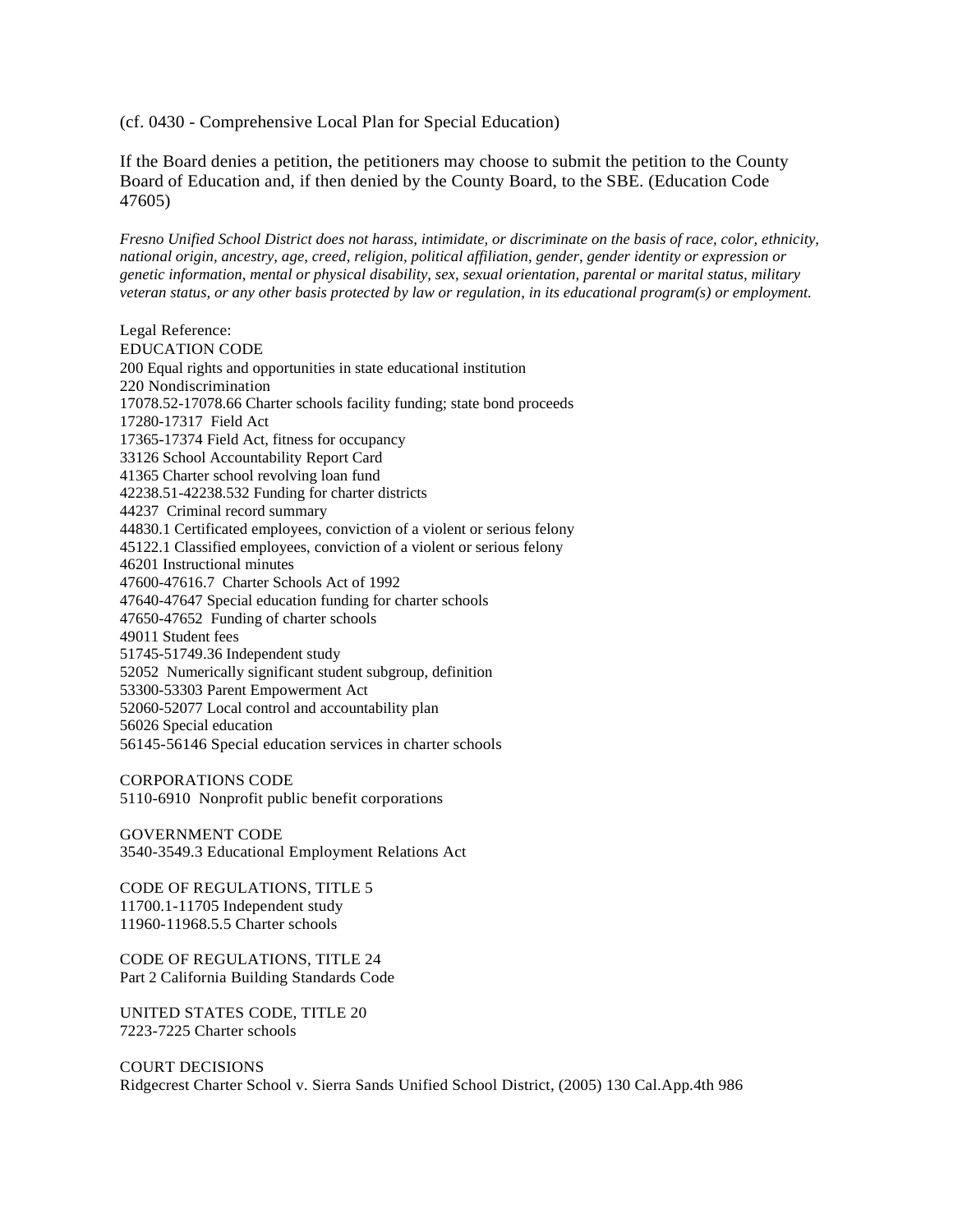(cf. 0430 - Comprehensive Local Plan for Special Education)

If the Board denies a petition, the petitioners may choose to submit the petition to the County Board of Education and, if then denied by the County Board, to the SBE. (Education Code 47605)

*Fresno Unified School District does not harass, intimidate, or discriminate on the basis of race, color, ethnicity, national origin, ancestry, age, creed, religion, political affiliation, gender, gender identity or expression or genetic information, mental or physical disability, sex, sexual orientation, parental or marital status, military veteran status, or any other basis protected by law or regulation, in its educational program(s) or employment.*

Legal Reference:
EDUCATION CODE
200 Equal rights and opportunities in state educational institution
220 Nondiscrimination
17078.52-17078.66 Charter schools facility funding; state bond proceeds
17280-17317 Field Act
17365-17374 Field Act, fitness for occupancy
33126 School Accountability Report Card
41365 Charter school revolving loan fund
42238.51-42238.532 Funding for charter districts
44237 Criminal record summary
44830.1 Certificated employees, conviction of a violent or serious felony
45122.1 Classified employees, conviction of a violent or serious felony
46201 Instructional minutes
47600-47616.7 Charter Schools Act of 1992
47640-47647 Special education funding for charter schools
47650-47652 Funding of charter schools
49011 Student fees
51745-51749.36 Independent study
52052 Numerically significant student subgroup, definition
53300-53303 Parent Empowerment Act
52060-52077 Local control and accountability plan
56026 Special education
56145-56146 Special education services in charter schools

CORPORATIONS CODE
5110-6910 Nonprofit public benefit corporations

GOVERNMENT CODE
3540-3549.3 Educational Employment Relations Act

CODE OF REGULATIONS, TITLE 5
11700.1-11705 Independent study
11960-11968.5.5 Charter schools

CODE OF REGULATIONS, TITLE 24
Part 2 California Building Standards Code

UNITED STATES CODE, TITLE 20
7223-7225 Charter schools

COURT DECISIONS
Ridgecrest Charter School v. Sierra Sands Unified School District, (2005) 130 Cal.App.4th 986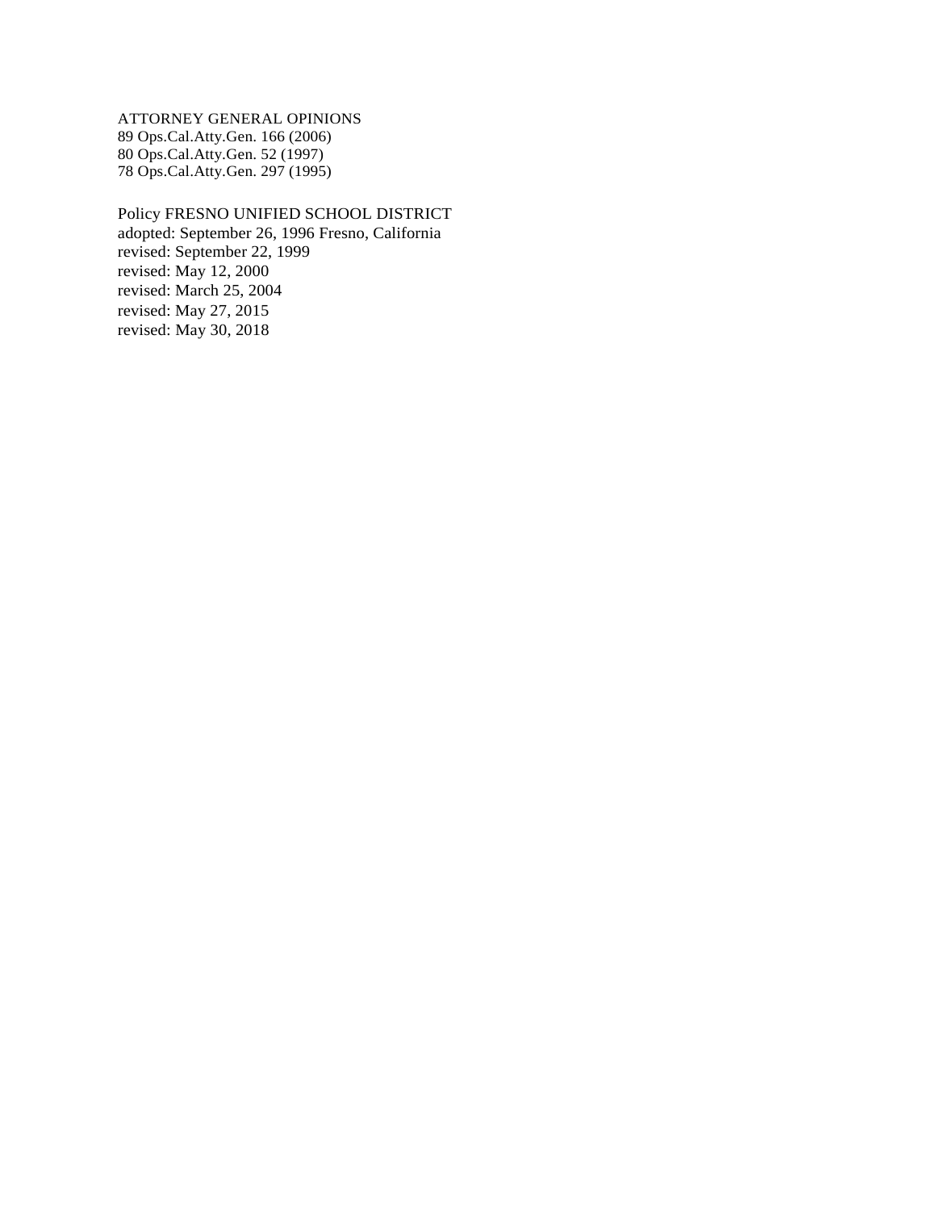ATTORNEY GENERAL OPINIONS
89 Ops.Cal.Atty.Gen. 166 (2006)
80 Ops.Cal.Atty.Gen. 52 (1997)
78 Ops.Cal.Atty.Gen. 297 (1995)

Policy FRESNO UNIFIED SCHOOL DISTRICT
adopted: September 26, 1996 Fresno, California
revised: September 22, 1999
revised: May 12, 2000
revised: March 25, 2004
revised: May 27, 2015
revised: May 30, 2018